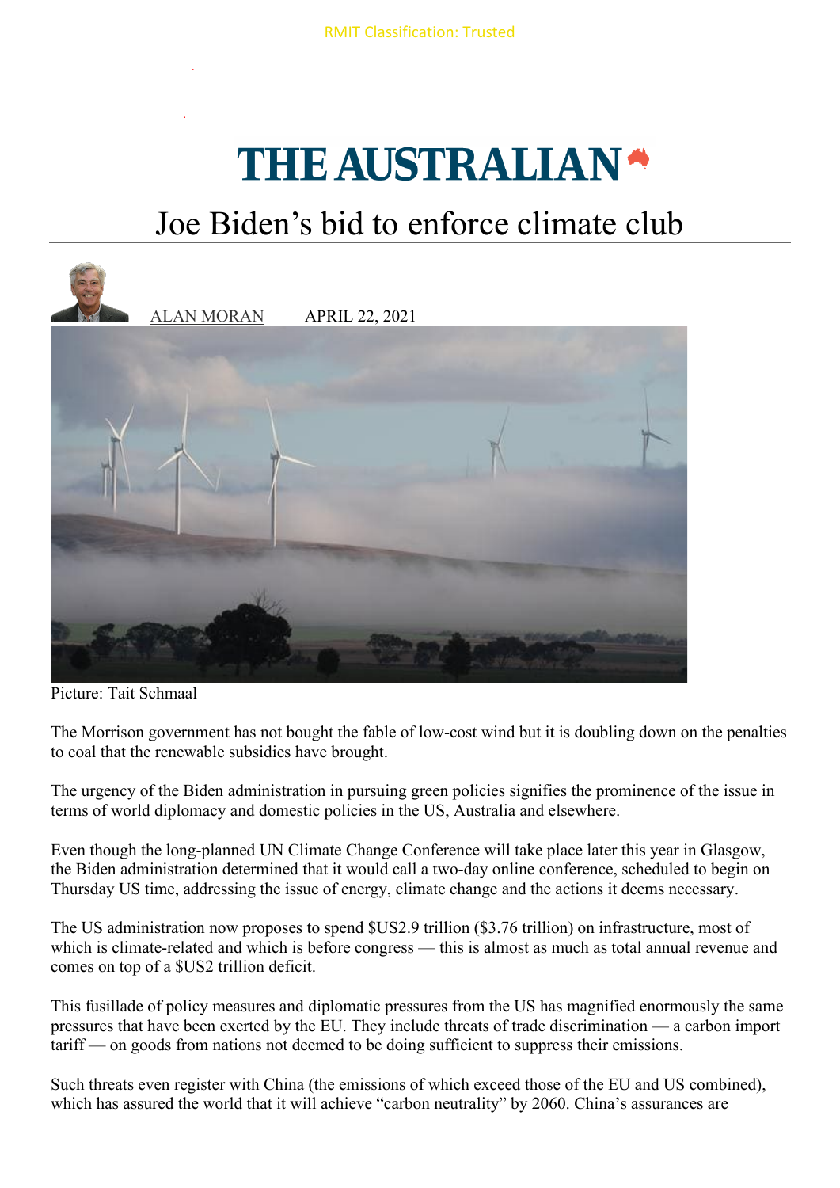RMIT Classification: Trusted

# THE AUSTRALIAN

## Joe Biden's bid to enforce climate club

ALAN MORAN    APRIL 22, 2021

Picture: Tait Schmaal

The Morrison government has not bought the fable of low-cost wind but it is doubling down on the penalties to coal that the renewable subsidies have brought.

The urgency of the Biden administration in pursuing green policies signifies the prominence of the issue in terms of world diplomacy and domestic policies in the US, Australia and elsewhere.

Even though the long-planned UN Climate Change Conference will take place later this year in Glasgow, the Biden administration determined that it would call a two-day online conference, scheduled to begin on Thursday US time, addressing the issue of energy, climate change and the actions it deems necessary.

The US administration now proposes to spend $US2.9 trillion ($3.76 trillion) on infrastructure, most of which is climate-related and which is before congress — this is almost as much as total annual revenue and comes on top of a $US2 trillion deficit.

This fusillade of policy measures and diplomatic pressures from the US has magnified enormously the same pressures that have been exerted by the EU. They include threats of trade discrimination — a carbon import tariff — on goods from nations not deemed to be doing sufficient to suppress their emissions.

Such threats even register with China (the emissions of which exceed those of the EU and US combined), which has assured the world that it will achieve "carbon neutrality" by 2060. China's assurances are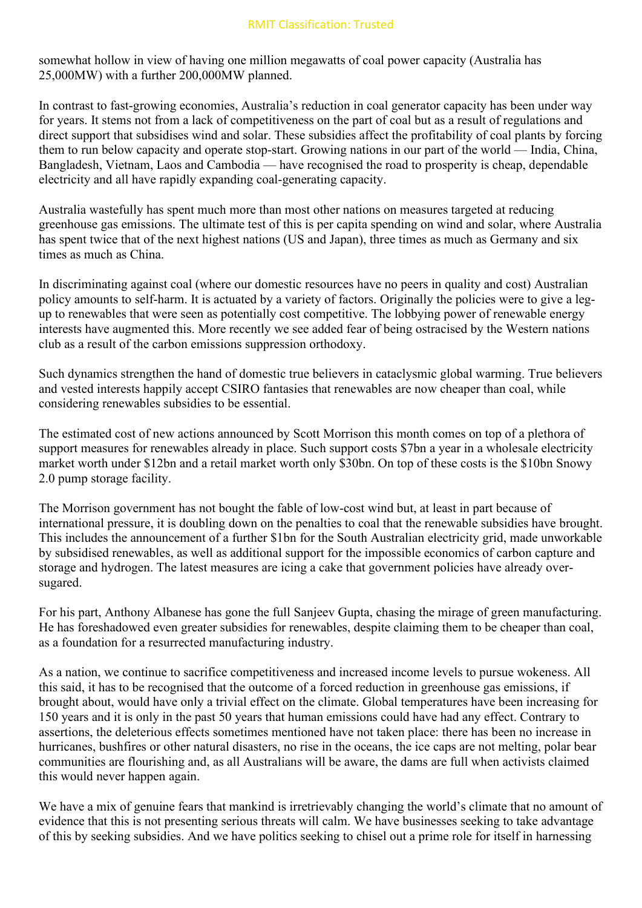somewhat hollow in view of having one million megawatts of coal power capacity (Australia has 25,000MW) with a further 200,000MW planned.

In contrast to fast-growing economies, Australia's reduction in coal generator capacity has been under way for years. It stems not from a lack of competitiveness on the part of coal but as a result of regulations and direct support that subsidises wind and solar. These subsidies affect the profitability of coal plants by forcing them to run below capacity and operate stop-start. Growing nations in our part of the world — India, China, Bangladesh, Vietnam, Laos and Cambodia — have recognised the road to prosperity is cheap, dependable electricity and all have rapidly expanding coal-generating capacity.

Australia wastefully has spent much more than most other nations on measures targeted at reducing greenhouse gas emissions. The ultimate test of this is per capita spending on wind and solar, where Australia has spent twice that of the next highest nations (US and Japan), three times as much as Germany and six times as much as China.

In discriminating against coal (where our domestic resources have no peers in quality and cost) Australian policy amounts to self-harm. It is actuated by a variety of factors. Originally the policies were to give a leg-up to renewables that were seen as potentially cost competitive. The lobbying power of renewable energy interests have augmented this. More recently we see added fear of being ostracised by the Western nations club as a result of the carbon emissions suppression orthodoxy.

Such dynamics strengthen the hand of domestic true believers in cataclysmic global warming. True believers and vested interests happily accept CSIRO fantasies that renewables are now cheaper than coal, while considering renewables subsidies to be essential.

The estimated cost of new actions announced by Scott Morrison this month comes on top of a plethora of support measures for renewables already in place. Such support costs $7bn a year in a wholesale electricity market worth under $12bn and a retail market worth only $30bn. On top of these costs is the $10bn Snowy 2.0 pump storage facility.

The Morrison government has not bought the fable of low-cost wind but, at least in part because of international pressure, it is doubling down on the penalties to coal that the renewable subsidies have brought. This includes the announcement of a further $1bn for the South Australian electricity grid, made unworkable by subsidised renewables, as well as additional support for the impossible economics of carbon capture and storage and hydrogen. The latest measures are icing a cake that government policies have already over-sugared.

For his part, Anthony Albanese has gone the full Sanjeev Gupta, chasing the mirage of green manufacturing. He has foreshadowed even greater subsidies for renewables, despite claiming them to be cheaper than coal, as a foundation for a resurrected manufacturing industry.

As a nation, we continue to sacrifice competitiveness and increased income levels to pursue wokeness. All this said, it has to be recognised that the outcome of a forced reduction in greenhouse gas emissions, if brought about, would have only a trivial effect on the climate. Global temperatures have been increasing for 150 years and it is only in the past 50 years that human emissions could have had any effect. Contrary to assertions, the deleterious effects sometimes mentioned have not taken place: there has been no increase in hurricanes, bushfires or other natural disasters, no rise in the oceans, the ice caps are not melting, polar bear communities are flourishing and, as all Australians will be aware, the dams are full when activists claimed this would never happen again.

We have a mix of genuine fears that mankind is irretrievably changing the world's climate that no amount of evidence that this is not presenting serious threats will calm. We have businesses seeking to take advantage of this by seeking subsidies. And we have politics seeking to chisel out a prime role for itself in harnessing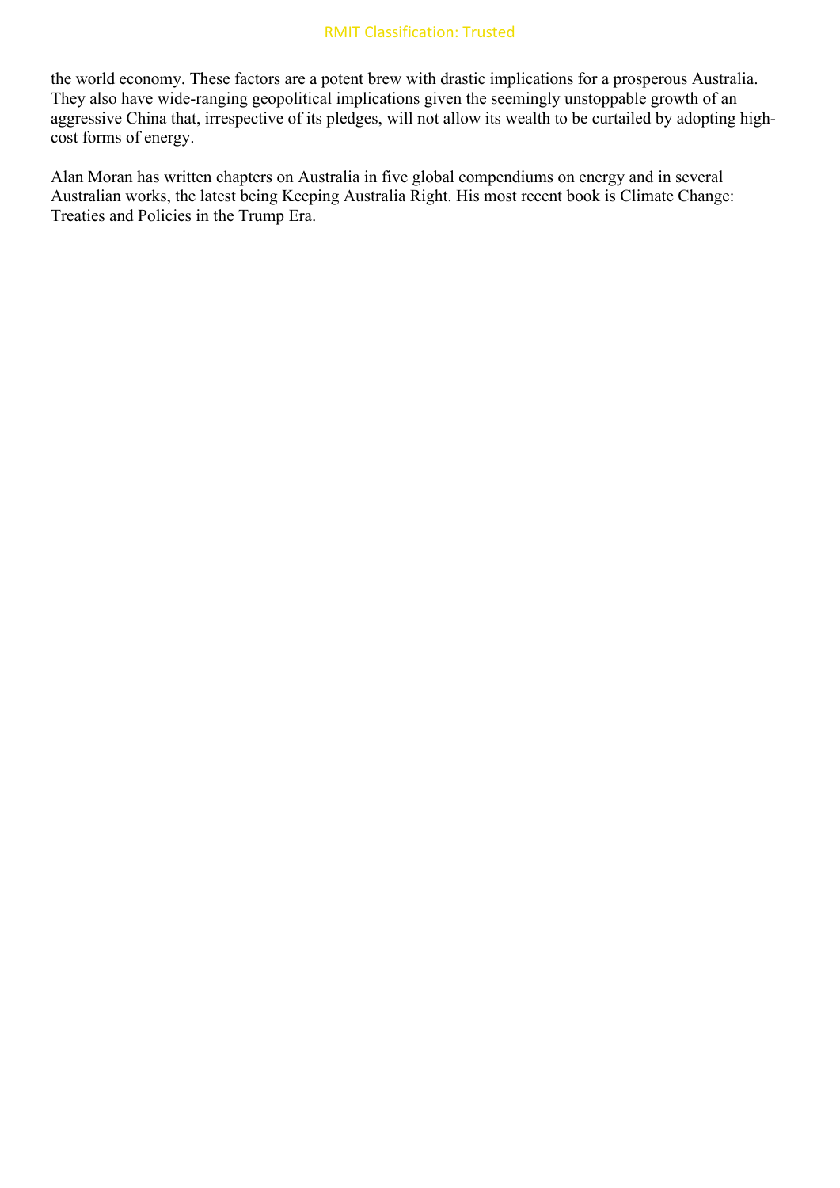the world economy. These factors are a potent brew with drastic implications for a prosperous Australia. They also have wide-ranging geopolitical implications given the seemingly unstoppable growth of an aggressive China that, irrespective of its pledges, will not allow its wealth to be curtailed by adopting high-cost forms of energy.

Alan Moran has written chapters on Australia in five global compendiums on energy and in several Australian works, the latest being Keeping Australia Right. His most recent book is Climate Change: Treaties and Policies in the Trump Era.